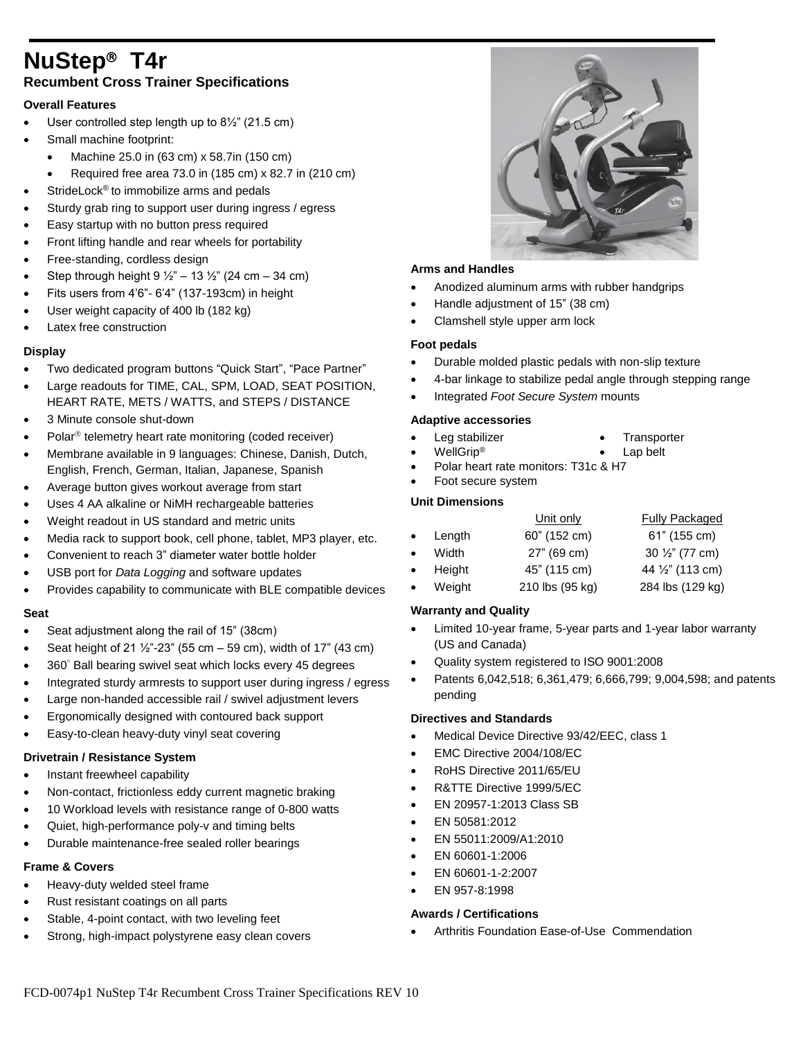# NuStep® T4r

## Recumbent Cross Trainer Specifications

### Overall Features

- User controlled step length up to 8½" (21.5 cm)
- Small machine footprint:
  - Machine 25.0 in (63 cm) x 58.7in (150 cm)
  - Required free area 73.0 in (185 cm) x 82.7 in (210 cm)
- StrideLock® to immobilize arms and pedals
- Sturdy grab ring to support user during ingress / egress
- Easy startup with no button press required
- Front lifting handle and rear wheels for portability
- Free-standing, cordless design
- Step through height 9 ½" – 13 ½" (24 cm – 34 cm)
- Fits users from 4'6"- 6'4" (137-193cm) in height
- User weight capacity of 400 lb (182 kg)
- Latex free construction

### Display

- Two dedicated program buttons "Quick Start", "Pace Partner"
- Large readouts for TIME, CAL, SPM, LOAD, SEAT POSITION, HEART RATE, METS / WATTS, and STEPS / DISTANCE
- 3 Minute console shut-down
- Polar® telemetry heart rate monitoring (coded receiver)
- Membrane available in 9 languages: Chinese, Danish, Dutch, English, French, German, Italian, Japanese, Spanish
- Average button gives workout average from start
- Uses 4 AA alkaline or NiMH rechargeable batteries
- Weight readout in US standard and metric units
- Media rack to support book, cell phone, tablet, MP3 player, etc.
- Convenient to reach 3" diameter water bottle holder
- USB port for *Data Logging* and software updates
- Provides capability to communicate with BLE compatible devices

### Seat

- Seat adjustment along the rail of 15" (38cm)
- Seat height of 21 ½"-23" (55 cm – 59 cm), width of 17" (43 cm)
- 360° Ball bearing swivel seat which locks every 45 degrees
- Integrated sturdy armrests to support user during ingress / egress
- Large non-handed accessible rail / swivel adjustment levers
- Ergonomically designed with contoured back support
- Easy-to-clean heavy-duty vinyl seat covering

### Drivetrain / Resistance System

- Instant freewheel capability
- Non-contact, frictionless eddy current magnetic braking
- 10 Workload levels with resistance range of 0-800 watts
- Quiet, high-performance poly-v and timing belts
- Durable maintenance-free sealed roller bearings

### Frame & Covers

- Heavy-duty welded steel frame
- Rust resistant coatings on all parts
- Stable, 4-point contact, with two leveling feet
- Strong, high-impact polystyrene easy clean covers

### Arms and Handles

- Anodized aluminum arms with rubber handgrips
- Handle adjustment of 15" (38 cm)
- Clamshell style upper arm lock

### Foot pedals

- Durable molded plastic pedals with non-slip texture
- 4-bar linkage to stabilize pedal angle through stepping range
- Integrated *Foot Secure System* mounts

### Adaptive accessories

- Leg stabilizer
- Transporter
- WellGrip®
- Lap belt
- Polar heart rate monitors: T31c & H7
- Foot secure system

### Unit Dimensions

| | Unit only | Fully Packaged |
|---|---|---|
| Length | 60" (152 cm) | 61" (155 cm) |
| Width | 27" (69 cm) | 30 ½" (77 cm) |
| Height | 45" (115 cm) | 44 ½" (113 cm) |
| Weight | 210 lbs (95 kg) | 284 lbs (129 kg) |

### Warranty and Quality

- Limited 10-year frame, 5-year parts and 1-year labor warranty (US and Canada)
- Quality system registered to ISO 9001:2008
- Patents 6,042,518; 6,361,479; 6,666,799; 9,004,598; and patents pending

### Directives and Standards

- Medical Device Directive 93/42/EEC, class 1
- EMC Directive 2004/108/EC
- RoHS Directive 2011/65/EU
- R&TTE Directive 1999/5/EC
- EN 20957-1:2013 Class SB
- EN 50581:2012
- EN 55011:2009/A1:2010
- EN 60601-1:2006
- EN 60601-1-2:2007
- EN 957-8:1998

### Awards / Certifications

- Arthritis Foundation Ease-of-Use Commendation

FCD-0074p1 NuStep T4r Recumbent Cross Trainer Specifications REV 10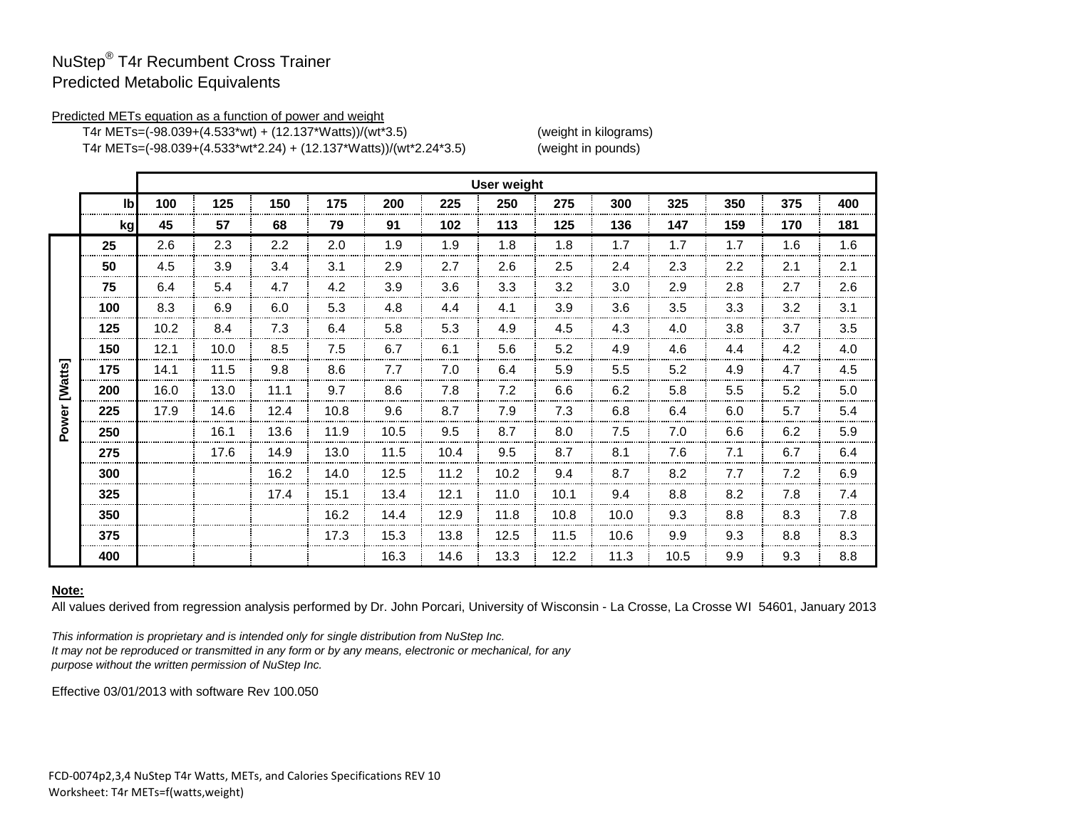# NuStep® T4r Recumbent Cross Trainer
## Predicted Metabolic Equivalents

Predicted METs equation as a function of power and weight

T4r METs=(-98.039+(4.533*wt) + (12.137*Watts))/(wt*3.5) (weight in kilograms)

T4r METs=(-98.039+(4.533*wt*2.24) + (12.137*Watts))/(wt*2.24*3.5) (weight in pounds)

| | | User weight | | | | | | | | | | | | |
|---|---|---|---|---|---|---|---|---|---|---|---|---|---|---|
| | **lb** | **100** | **125** | **150** | **175** | **200** | **225** | **250** | **275** | **300** | **325** | **350** | **375** | **400** |
| | **kg** | **45** | **57** | **68** | **79** | **91** | **102** | **113** | **125** | **136** | **147** | **159** | **170** | **181** |
| **Power [Watts]** | **25** | 2.6 | 2.3 | 2.2 | 2.0 | 1.9 | 1.9 | 1.8 | 1.8 | 1.7 | 1.7 | 1.7 | 1.6 | 1.6 |
| | **50** | 4.5 | 3.9 | 3.4 | 3.1 | 2.9 | 2.7 | 2.6 | 2.5 | 2.4 | 2.3 | 2.2 | 2.1 | 2.1 |
| | **75** | 6.4 | 5.4 | 4.7 | 4.2 | 3.9 | 3.6 | 3.3 | 3.2 | 3.0 | 2.9 | 2.8 | 2.7 | 2.6 |
| | **100** | 8.3 | 6.9 | 6.0 | 5.3 | 4.8 | 4.4 | 4.1 | 3.9 | 3.6 | 3.5 | 3.3 | 3.2 | 3.1 |
| | **125** | 10.2 | 8.4 | 7.3 | 6.4 | 5.8 | 5.3 | 4.9 | 4.5 | 4.3 | 4.0 | 3.8 | 3.7 | 3.5 |
| | **150** | 12.1 | 10.0 | 8.5 | 7.5 | 6.7 | 6.1 | 5.6 | 5.2 | 4.9 | 4.6 | 4.4 | 4.2 | 4.0 |
| | **175** | 14.1 | 11.5 | 9.8 | 8.6 | 7.7 | 7.0 | 6.4 | 5.9 | 5.5 | 5.2 | 4.9 | 4.7 | 4.5 |
| | **200** | 16.0 | 13.0 | 11.1 | 9.7 | 8.6 | 7.8 | 7.2 | 6.6 | 6.2 | 5.8 | 5.5 | 5.2 | 5.0 |
| | **225** | 17.9 | 14.6 | 12.4 | 10.8 | 9.6 | 8.7 | 7.9 | 7.3 | 6.8 | 6.4 | 6.0 | 5.7 | 5.4 |
| | **250** | | 16.1 | 13.6 | 11.9 | 10.5 | 9.5 | 8.7 | 8.0 | 7.5 | 7.0 | 6.6 | 6.2 | 5.9 |
| | **275** | | 17.6 | 14.9 | 13.0 | 11.5 | 10.4 | 9.5 | 8.7 | 8.1 | 7.6 | 7.1 | 6.7 | 6.4 |
| | **300** | | | 16.2 | 14.0 | 12.5 | 11.2 | 10.2 | 9.4 | 8.7 | 8.2 | 7.7 | 7.2 | 6.9 |
| | **325** | | | 17.4 | 15.1 | 13.4 | 12.1 | 11.0 | 10.1 | 9.4 | 8.8 | 8.2 | 7.8 | 7.4 |
| | **350** | | | | 16.2 | 14.4 | 12.9 | 11.8 | 10.8 | 10.0 | 9.3 | 8.8 | 8.3 | 7.8 |
| | **375** | | | | 17.3 | 15.3 | 13.8 | 12.5 | 11.5 | 10.6 | 9.9 | 9.3 | 8.8 | 8.3 |
| | **400** | | | | | 16.3 | 14.6 | 13.3 | 12.2 | 11.3 | 10.5 | 9.9 | 9.3 | 8.8 |

**Note:**

All values derived from regression analysis performed by Dr. John Porcari, University of Wisconsin - La Crosse, La Crosse WI 54601, January 2013

*This information is proprietary and is intended only for single distribution from NuStep Inc.*
*It may not be reproduced or transmitted in any form or by any means, electronic or mechanical, for any purpose without the written permission of NuStep Inc.*

Effective 03/01/2013 with software Rev 100.050

FCD-0074p2,3,4 NuStep T4r Watts, METs, and Calories Specifications REV 10

Worksheet: T4r METs=f(watts,weight)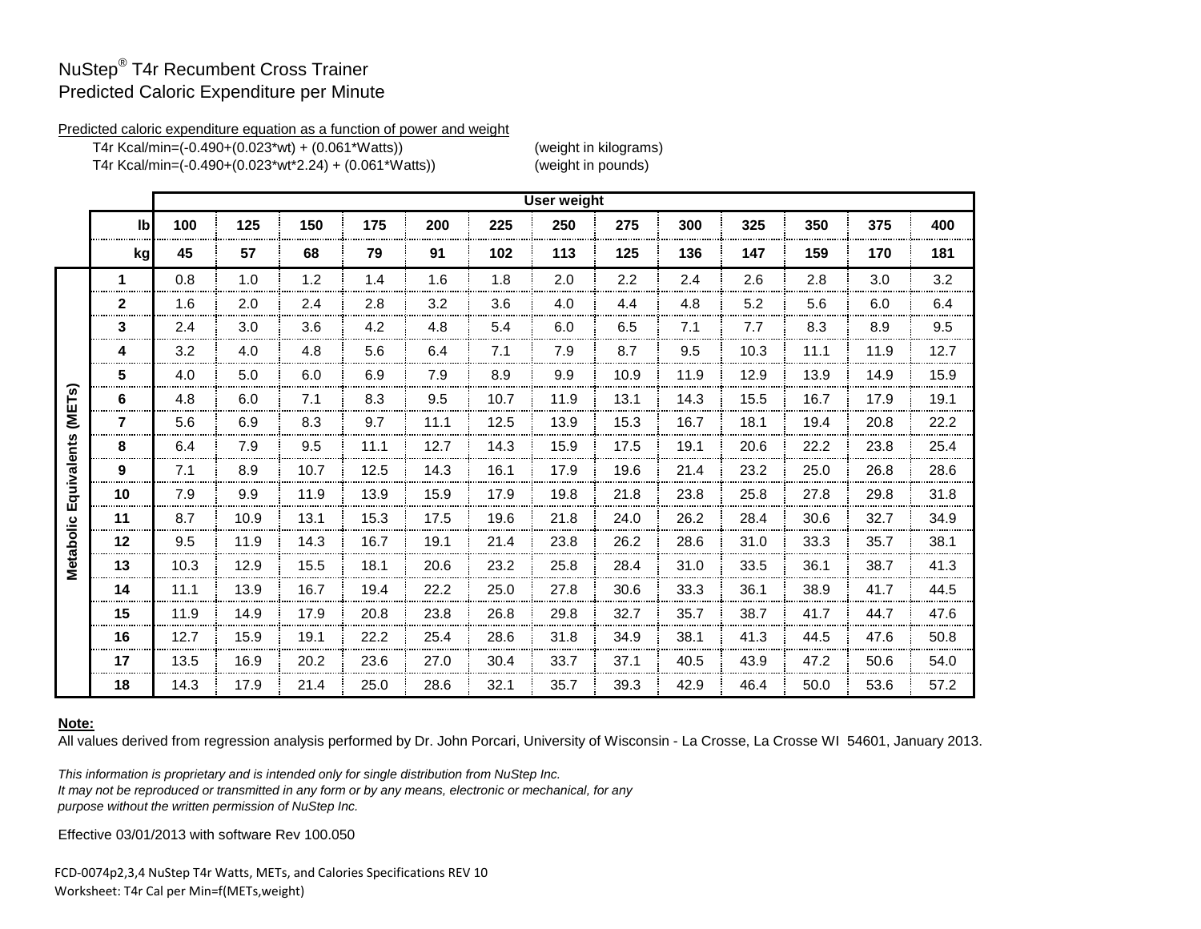# NuStep® T4r Recumbent Cross Trainer
## Predicted Caloric Expenditure per Minute

Predicted caloric expenditure equation as a function of power and weight

T4r Kcal/min=(-0.490+(0.023*wt) + (0.061*Watts)) (weight in kilograms)

T4r Kcal/min=(-0.490+(0.023*wt*2.24) + (0.061*Watts)) (weight in pounds)

| | | User weight | | | | | | | | | | | | |
|---|---|---|---|---|---|---|---|---|---|---|---|---|---|---|
| | **lb** | **100** | **125** | **150** | **175** | **200** | **225** | **250** | **275** | **300** | **325** | **350** | **375** | **400** |
| | **kg** | **45** | **57** | **68** | **79** | **91** | **102** | **113** | **125** | **136** | **147** | **159** | **170** | **181** |
| **Metabolic Equivalents (METs)** | **1** | 0.8 | 1.0 | 1.2 | 1.4 | 1.6 | 1.8 | 2.0 | 2.2 | 2.4 | 2.6 | 2.8 | 3.0 | 3.2 |
| | **2** | 1.6 | 2.0 | 2.4 | 2.8 | 3.2 | 3.6 | 4.0 | 4.4 | 4.8 | 5.2 | 5.6 | 6.0 | 6.4 |
| | **3** | 2.4 | 3.0 | 3.6 | 4.2 | 4.8 | 5.4 | 6.0 | 6.5 | 7.1 | 7.7 | 8.3 | 8.9 | 9.5 |
| | **4** | 3.2 | 4.0 | 4.8 | 5.6 | 6.4 | 7.1 | 7.9 | 8.7 | 9.5 | 10.3 | 11.1 | 11.9 | 12.7 |
| | **5** | 4.0 | 5.0 | 6.0 | 6.9 | 7.9 | 8.9 | 9.9 | 10.9 | 11.9 | 12.9 | 13.9 | 14.9 | 15.9 |
| | **6** | 4.8 | 6.0 | 7.1 | 8.3 | 9.5 | 10.7 | 11.9 | 13.1 | 14.3 | 15.5 | 16.7 | 17.9 | 19.1 |
| | **7** | 5.6 | 6.9 | 8.3 | 9.7 | 11.1 | 12.5 | 13.9 | 15.3 | 16.7 | 18.1 | 19.4 | 20.8 | 22.2 |
| | **8** | 6.4 | 7.9 | 9.5 | 11.1 | 12.7 | 14.3 | 15.9 | 17.5 | 19.1 | 20.6 | 22.2 | 23.8 | 25.4 |
| | **9** | 7.1 | 8.9 | 10.7 | 12.5 | 14.3 | 16.1 | 17.9 | 19.6 | 21.4 | 23.2 | 25.0 | 26.8 | 28.6 |
| | **10** | 7.9 | 9.9 | 11.9 | 13.9 | 15.9 | 17.9 | 19.8 | 21.8 | 23.8 | 25.8 | 27.8 | 29.8 | 31.8 |
| | **11** | 8.7 | 10.9 | 13.1 | 15.3 | 17.5 | 19.6 | 21.8 | 24.0 | 26.2 | 28.4 | 30.6 | 32.7 | 34.9 |
| | **12** | 9.5 | 11.9 | 14.3 | 16.7 | 19.1 | 21.4 | 23.8 | 26.2 | 28.6 | 31.0 | 33.3 | 35.7 | 38.1 |
| | **13** | 10.3 | 12.9 | 15.5 | 18.1 | 20.6 | 23.2 | 25.8 | 28.4 | 31.0 | 33.5 | 36.1 | 38.7 | 41.3 |
| | **14** | 11.1 | 13.9 | 16.7 | 19.4 | 22.2 | 25.0 | 27.8 | 30.6 | 33.3 | 36.1 | 38.9 | 41.7 | 44.5 |
| | **15** | 11.9 | 14.9 | 17.9 | 20.8 | 23.8 | 26.8 | 29.8 | 32.7 | 35.7 | 38.7 | 41.7 | 44.7 | 47.6 |
| | **16** | 12.7 | 15.9 | 19.1 | 22.2 | 25.4 | 28.6 | 31.8 | 34.9 | 38.1 | 41.3 | 44.5 | 47.6 | 50.8 |
| | **17** | 13.5 | 16.9 | 20.2 | 23.6 | 27.0 | 30.4 | 33.7 | 37.1 | 40.5 | 43.9 | 47.2 | 50.6 | 54.0 |
| | **18** | 14.3 | 17.9 | 21.4 | 25.0 | 28.6 | 32.1 | 35.7 | 39.3 | 42.9 | 46.4 | 50.0 | 53.6 | 57.2 |

**Note:**

All values derived from regression analysis performed by Dr. John Porcari, University of Wisconsin - La Crosse, La Crosse WI 54601, January 2013.

*This information is proprietary and is intended only for single distribution from NuStep Inc.*
*It may not be reproduced or transmitted in any form or by any means, electronic or mechanical, for any purpose without the written permission of NuStep Inc.*

Effective 03/01/2013 with software Rev 100.050

FCD-0074p2,3,4 NuStep T4r Watts, METs, and Calories Specifications REV 10
Worksheet: T4r Cal per Min=f(METs,weight)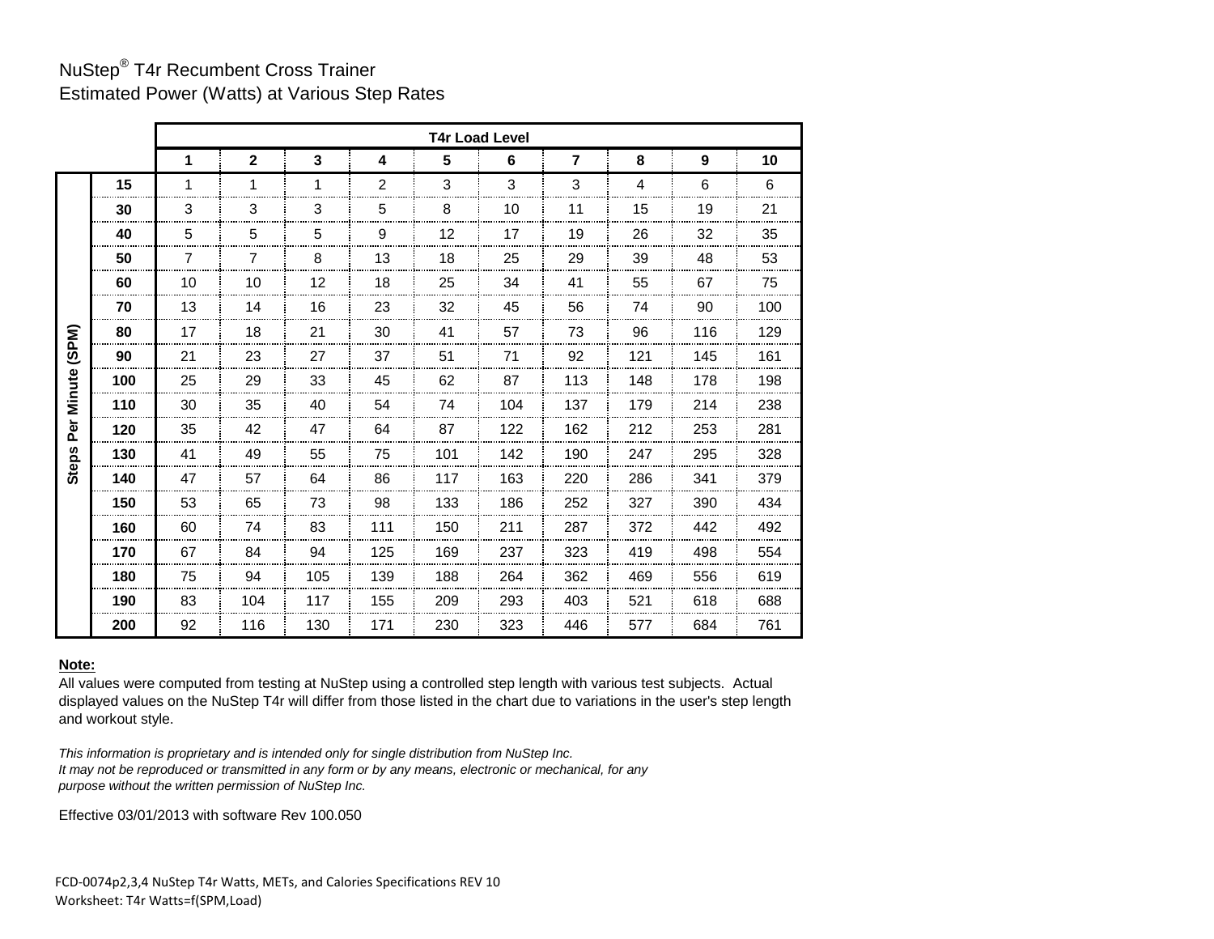NuStep® T4r Recumbent Cross Trainer
Estimated Power (Watts) at Various Step Rates

| | | T4r Load Level | | | | | | | | | |
|---|---|---|---|---|---|---|---|---|---|---|---|
| | | **1** | **2** | **3** | **4** | **5** | **6** | **7** | **8** | **9** | **10** |
| **Steps Per Minute (SPM)** | **15** | 1 | 1 | 1 | 2 | 3 | 3 | 3 | 4 | 6 | 6 |
| | **30** | 3 | 3 | 3 | 5 | 8 | 10 | 11 | 15 | 19 | 21 |
| | **40** | 5 | 5 | 5 | 9 | 12 | 17 | 19 | 26 | 32 | 35 |
| | **50** | 7 | 7 | 8 | 13 | 18 | 25 | 29 | 39 | 48 | 53 |
| | **60** | 10 | 10 | 12 | 18 | 25 | 34 | 41 | 55 | 67 | 75 |
| | **70** | 13 | 14 | 16 | 23 | 32 | 45 | 56 | 74 | 90 | 100 |
| | **80** | 17 | 18 | 21 | 30 | 41 | 57 | 73 | 96 | 116 | 129 |
| | **90** | 21 | 23 | 27 | 37 | 51 | 71 | 92 | 121 | 145 | 161 |
| | **100** | 25 | 29 | 33 | 45 | 62 | 87 | 113 | 148 | 178 | 198 |
| | **110** | 30 | 35 | 40 | 54 | 74 | 104 | 137 | 179 | 214 | 238 |
| | **120** | 35 | 42 | 47 | 64 | 87 | 122 | 162 | 212 | 253 | 281 |
| | **130** | 41 | 49 | 55 | 75 | 101 | 142 | 190 | 247 | 295 | 328 |
| | **140** | 47 | 57 | 64 | 86 | 117 | 163 | 220 | 286 | 341 | 379 |
| | **150** | 53 | 65 | 73 | 98 | 133 | 186 | 252 | 327 | 390 | 434 |
| | **160** | 60 | 74 | 83 | 111 | 150 | 211 | 287 | 372 | 442 | 492 |
| | **170** | 67 | 84 | 94 | 125 | 169 | 237 | 323 | 419 | 498 | 554 |
| | **180** | 75 | 94 | 105 | 139 | 188 | 264 | 362 | 469 | 556 | 619 |
| | **190** | 83 | 104 | 117 | 155 | 209 | 293 | 403 | 521 | 618 | 688 |
| | **200** | 92 | 116 | 130 | 171 | 230 | 323 | 446 | 577 | 684 | 761 |

**Note:**

All values were computed from testing at NuStep using a controlled step length with various test subjects. Actual displayed values on the NuStep T4r will differ from those listed in the chart due to variations in the user's step length and workout style.

*This information is proprietary and is intended only for single distribution from NuStep Inc.*
*It may not be reproduced or transmitted in any form or by any means, electronic or mechanical, for any purpose without the written permission of NuStep Inc.*

Effective 03/01/2013 with software Rev 100.050

FCD-0074p2,3,4 NuStep T4r Watts, METs, and Calories Specifications REV 10
Worksheet: T4r Watts=f(SPM,Load)